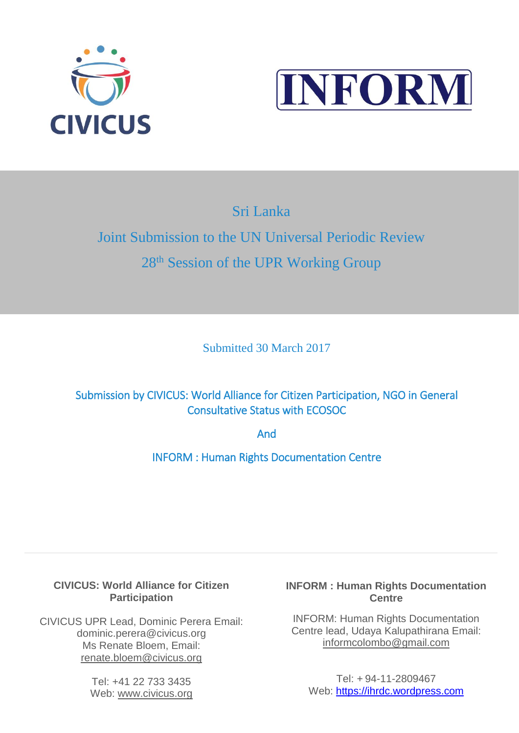CIVICUS

INFORM

# Sri Lanka

## Joint Submission to the UN Universal Periodic Review

## 28th Session of the UPR Working Group

Submitted 30 March 2017

Submission by CIVICUS: World Alliance for Citizen Participation, NGO in General Consultative Status with ECOSOC

And

INFORM : Human Rights Documentation Centre

---

**CIVICUS: World Alliance for Citizen Participation**

CIVICUS UPR Lead, Dominic Perera Email: dominic.perera@civicus.org
Ms Renate Bloem, Email: renate.bloem@civicus.org

Tel: +41 22 733 3435
Web: www.civicus.org

**INFORM : Human Rights Documentation Centre**

INFORM: Human Rights Documentation Centre lead, Udaya Kalupathirana Email: informcolombo@gmail.com

Tel: + 94-11-2809467
Web: https://ihrdc.wordpress.com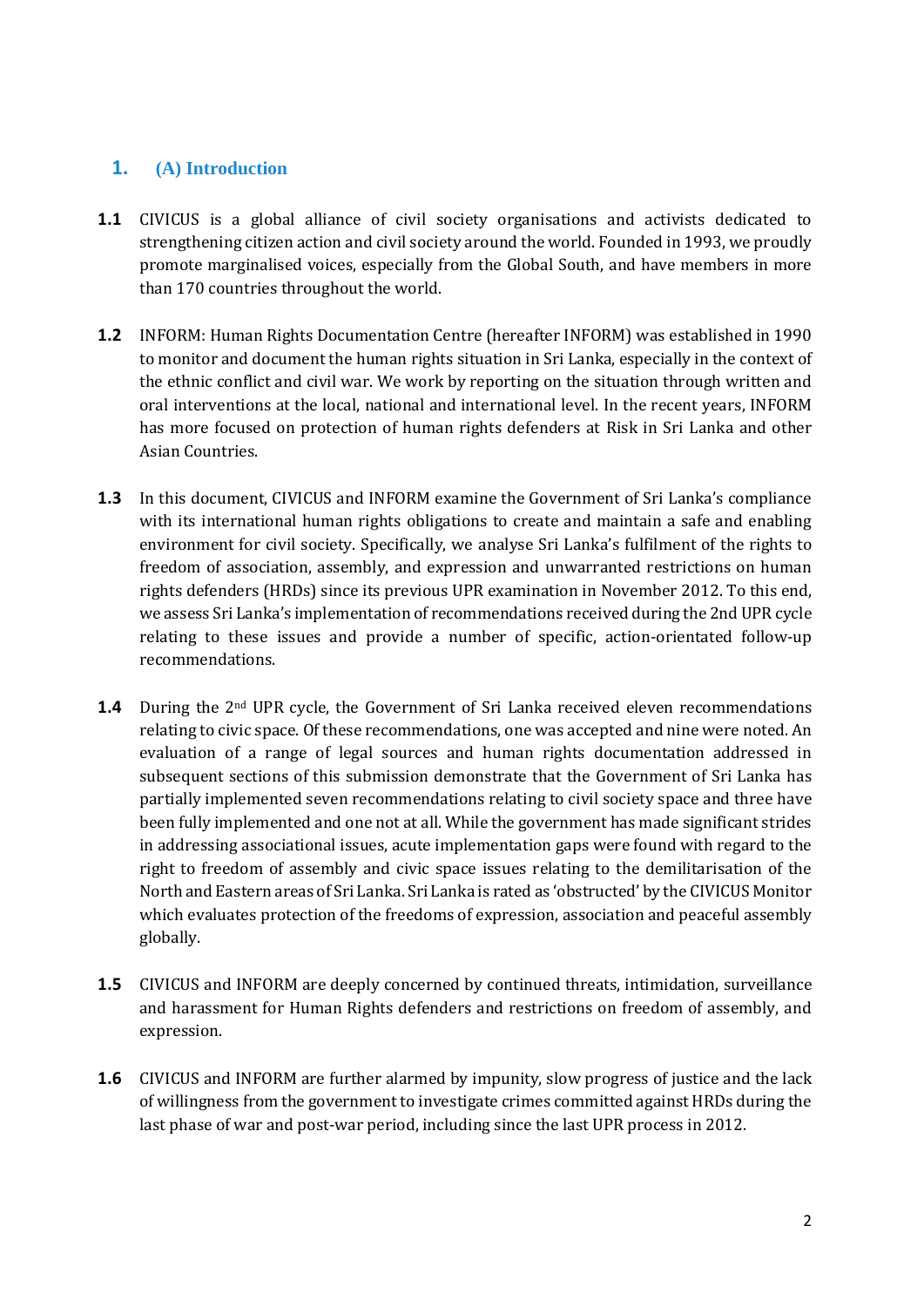## 1. (A) Introduction

**1.1** CIVICUS is a global alliance of civil society organisations and activists dedicated to strengthening citizen action and civil society around the world. Founded in 1993, we proudly promote marginalised voices, especially from the Global South, and have members in more than 170 countries throughout the world.

**1.2** INFORM: Human Rights Documentation Centre (hereafter INFORM) was established in 1990 to monitor and document the human rights situation in Sri Lanka, especially in the context of the ethnic conflict and civil war. We work by reporting on the situation through written and oral interventions at the local, national and international level. In the recent years, INFORM has more focused on protection of human rights defenders at Risk in Sri Lanka and other Asian Countries.

**1.3** In this document, CIVICUS and INFORM examine the Government of Sri Lanka's compliance with its international human rights obligations to create and maintain a safe and enabling environment for civil society. Specifically, we analyse Sri Lanka's fulfilment of the rights to freedom of association, assembly, and expression and unwarranted restrictions on human rights defenders (HRDs) since its previous UPR examination in November 2012. To this end, we assess Sri Lanka's implementation of recommendations received during the 2nd UPR cycle relating to these issues and provide a number of specific, action-orientated follow-up recommendations.

**1.4** During the 2nd UPR cycle, the Government of Sri Lanka received eleven recommendations relating to civic space. Of these recommendations, one was accepted and nine were noted. An evaluation of a range of legal sources and human rights documentation addressed in subsequent sections of this submission demonstrate that the Government of Sri Lanka has partially implemented seven recommendations relating to civil society space and three have been fully implemented and one not at all. While the government has made significant strides in addressing associational issues, acute implementation gaps were found with regard to the right to freedom of assembly and civic space issues relating to the demilitarisation of the North and Eastern areas of Sri Lanka. Sri Lanka is rated as 'obstructed' by the CIVICUS Monitor which evaluates protection of the freedoms of expression, association and peaceful assembly globally.

**1.5** CIVICUS and INFORM are deeply concerned by continued threats, intimidation, surveillance and harassment for Human Rights defenders and restrictions on freedom of assembly, and expression.

**1.6** CIVICUS and INFORM are further alarmed by impunity, slow progress of justice and the lack of willingness from the government to investigate crimes committed against HRDs during the last phase of war and post-war period, including since the last UPR process in 2012.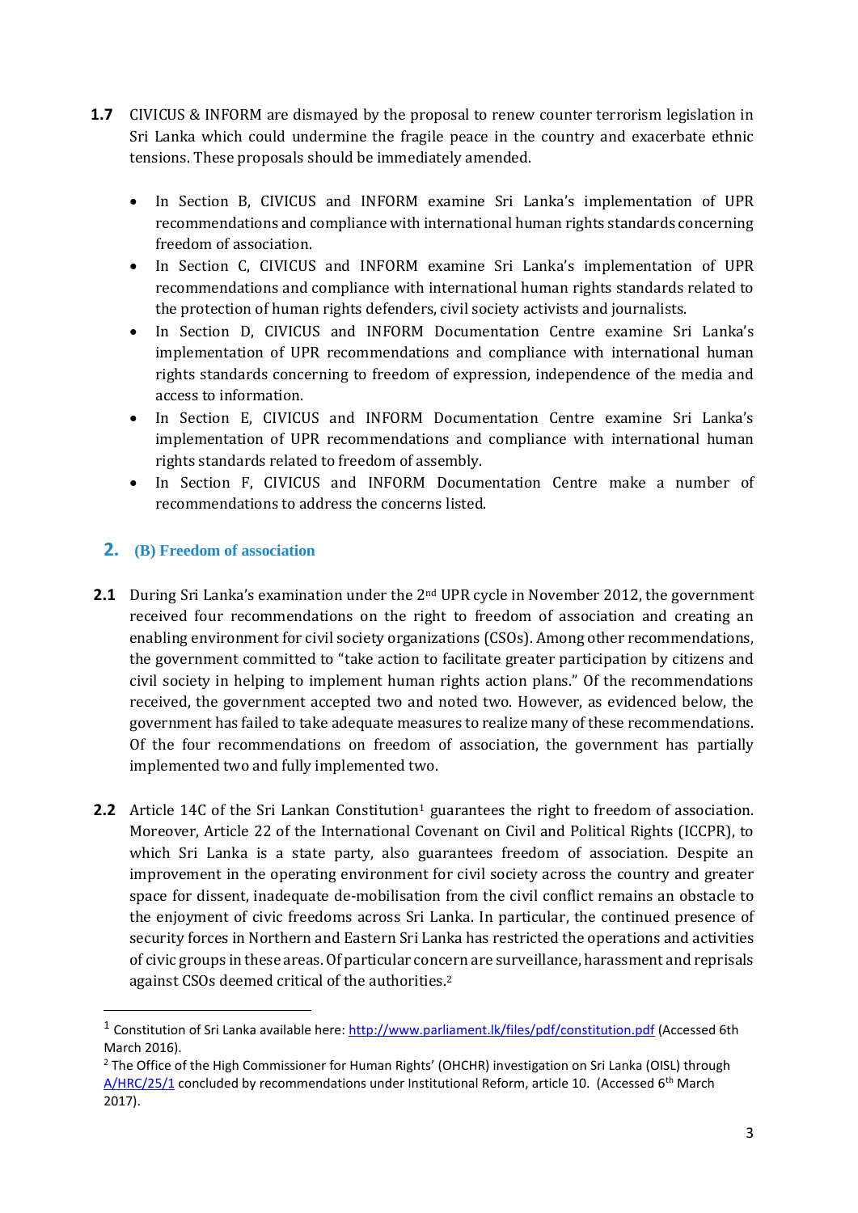**1.7** CIVICUS & INFORM are dismayed by the proposal to renew counter terrorism legislation in Sri Lanka which could undermine the fragile peace in the country and exacerbate ethnic tensions. These proposals should be immediately amended.

- In Section B, CIVICUS and INFORM examine Sri Lanka's implementation of UPR recommendations and compliance with international human rights standards concerning freedom of association.
- In Section C, CIVICUS and INFORM examine Sri Lanka's implementation of UPR recommendations and compliance with international human rights standards related to the protection of human rights defenders, civil society activists and journalists.
- In Section D, CIVICUS and INFORM Documentation Centre examine Sri Lanka's implementation of UPR recommendations and compliance with international human rights standards concerning to freedom of expression, independence of the media and access to information.
- In Section E, CIVICUS and INFORM Documentation Centre examine Sri Lanka's implementation of UPR recommendations and compliance with international human rights standards related to freedom of assembly.
- In Section F, CIVICUS and INFORM Documentation Centre make a number of recommendations to address the concerns listed.

## 2. (B) Freedom of association

**2.1** During Sri Lanka's examination under the 2nd UPR cycle in November 2012, the government received four recommendations on the right to freedom of association and creating an enabling environment for civil society organizations (CSOs). Among other recommendations, the government committed to "take action to facilitate greater participation by citizens and civil society in helping to implement human rights action plans." Of the recommendations received, the government accepted two and noted two. However, as evidenced below, the government has failed to take adequate measures to realize many of these recommendations. Of the four recommendations on freedom of association, the government has partially implemented two and fully implemented two.

**2.2** Article 14C of the Sri Lankan Constitution[1] guarantees the right to freedom of association. Moreover, Article 22 of the International Covenant on Civil and Political Rights (ICCPR), to which Sri Lanka is a state party, also guarantees freedom of association. Despite an improvement in the operating environment for civil society across the country and greater space for dissent, inadequate de-mobilisation from the civil conflict remains an obstacle to the enjoyment of civic freedoms across Sri Lanka. In particular, the continued presence of security forces in Northern and Eastern Sri Lanka has restricted the operations and activities of civic groups in these areas. Of particular concern are surveillance, harassment and reprisals against CSOs deemed critical of the authorities.[2]

---

[1] Constitution of Sri Lanka available here: [http://www.parliament.lk/files/pdf/constitution.pdf](http://www.parliament.lk/files/pdf/constitution.pdf) (Accessed 6th March 2016).

[2] The Office of the High Commissioner for Human Rights' (OHCHR) investigation on Sri Lanka (OISL) through A/HRC/25/1 concluded by recommendations under Institutional Reform, article 10. (Accessed 6th March 2017).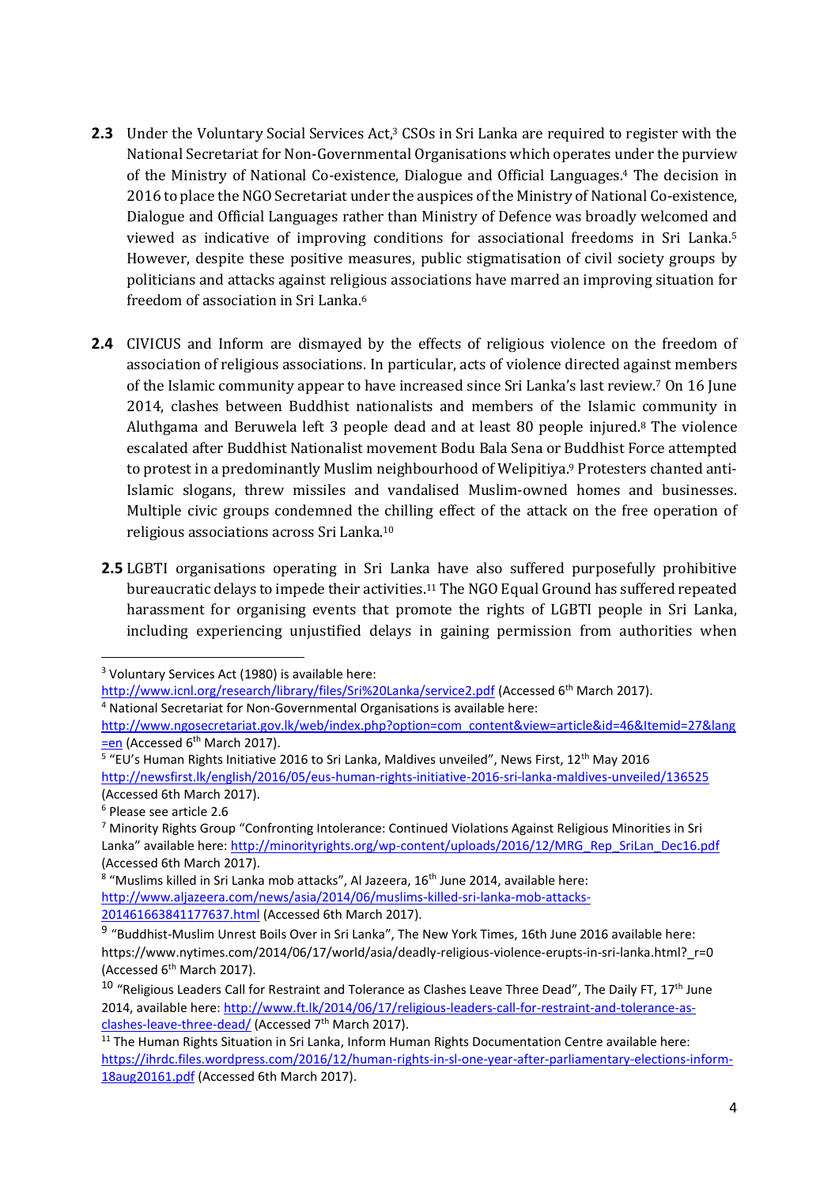**2.3** Under the Voluntary Social Services Act,[3] CSOs in Sri Lanka are required to register with the National Secretariat for Non-Governmental Organisations which operates under the purview of the Ministry of National Co-existence, Dialogue and Official Languages.[4] The decision in 2016 to place the NGO Secretariat under the auspices of the Ministry of National Co-existence, Dialogue and Official Languages rather than Ministry of Defence was broadly welcomed and viewed as indicative of improving conditions for associational freedoms in Sri Lanka.[5] However, despite these positive measures, public stigmatisation of civil society groups by politicians and attacks against religious associations have marred an improving situation for freedom of association in Sri Lanka.[6]

**2.4** CIVICUS and Inform are dismayed by the effects of religious violence on the freedom of association of religious associations. In particular, acts of violence directed against members of the Islamic community appear to have increased since Sri Lanka's last review.[7] On 16 June 2014, clashes between Buddhist nationalists and members of the Islamic community in Aluthgama and Beruwela left 3 people dead and at least 80 people injured.[8] The violence escalated after Buddhist Nationalist movement Bodu Bala Sena or Buddhist Force attempted to protest in a predominantly Muslim neighbourhood of Welipitiya.[9] Protesters chanted anti-Islamic slogans, threw missiles and vandalised Muslim-owned homes and businesses. Multiple civic groups condemned the chilling effect of the attack on the free operation of religious associations across Sri Lanka.[10]

**2.5** LGBTI organisations operating in Sri Lanka have also suffered purposefully prohibitive bureaucratic delays to impede their activities.[11] The NGO Equal Ground has suffered repeated harassment for organising events that promote the rights of LGBTI people in Sri Lanka, including experiencing unjustified delays in gaining permission from authorities when

---

[3] Voluntary Services Act (1980) is available here: http://www.icnl.org/research/library/files/Sri%20Lanka/service2.pdf (Accessed 6th March 2017).

[4] National Secretariat for Non-Governmental Organisations is available here: http://www.ngosecretariat.gov.lk/web/index.php?option=com_content&view=article&id=46&Itemid=27&lang=en (Accessed 6th March 2017).

[5] "EU's Human Rights Initiative 2016 to Sri Lanka, Maldives unveiled", News First, 12th May 2016 http://newsfirst.lk/english/2016/05/eus-human-rights-initiative-2016-sri-lanka-maldives-unveiled/136525 (Accessed 6th March 2017).

[6] Please see article 2.6

[7] Minority Rights Group "Confronting Intolerance: Continued Violations Against Religious Minorities in Sri Lanka" available here: http://minorityrights.org/wp-content/uploads/2016/12/MRG_Rep_SriLan_Dec16.pdf (Accessed 6th March 2017).

[8] "Muslims killed in Sri Lanka mob attacks", Al Jazeera, 16th June 2014, available here: http://www.aljazeera.com/news/asia/2014/06/muslims-killed-sri-lanka-mob-attacks-201461663841177637.html (Accessed 6th March 2017).

[9] "Buddhist-Muslim Unrest Boils Over in Sri Lanka", The New York Times, 16th June 2016 available here: https://www.nytimes.com/2014/06/17/world/asia/deadly-religious-violence-erupts-in-sri-lanka.html?_r=0 (Accessed 6th March 2017).

[10] "Religious Leaders Call for Restraint and Tolerance as Clashes Leave Three Dead", The Daily FT, 17th June 2014, available here: http://www.ft.lk/2014/06/17/religious-leaders-call-for-restraint-and-tolerance-as-clashes-leave-three-dead/ (Accessed 7th March 2017).

[11] The Human Rights Situation in Sri Lanka, Inform Human Rights Documentation Centre available here: https://ihrdc.files.wordpress.com/2016/12/human-rights-in-sl-one-year-after-parliamentary-elections-inform-18aug20161.pdf (Accessed 6th March 2017).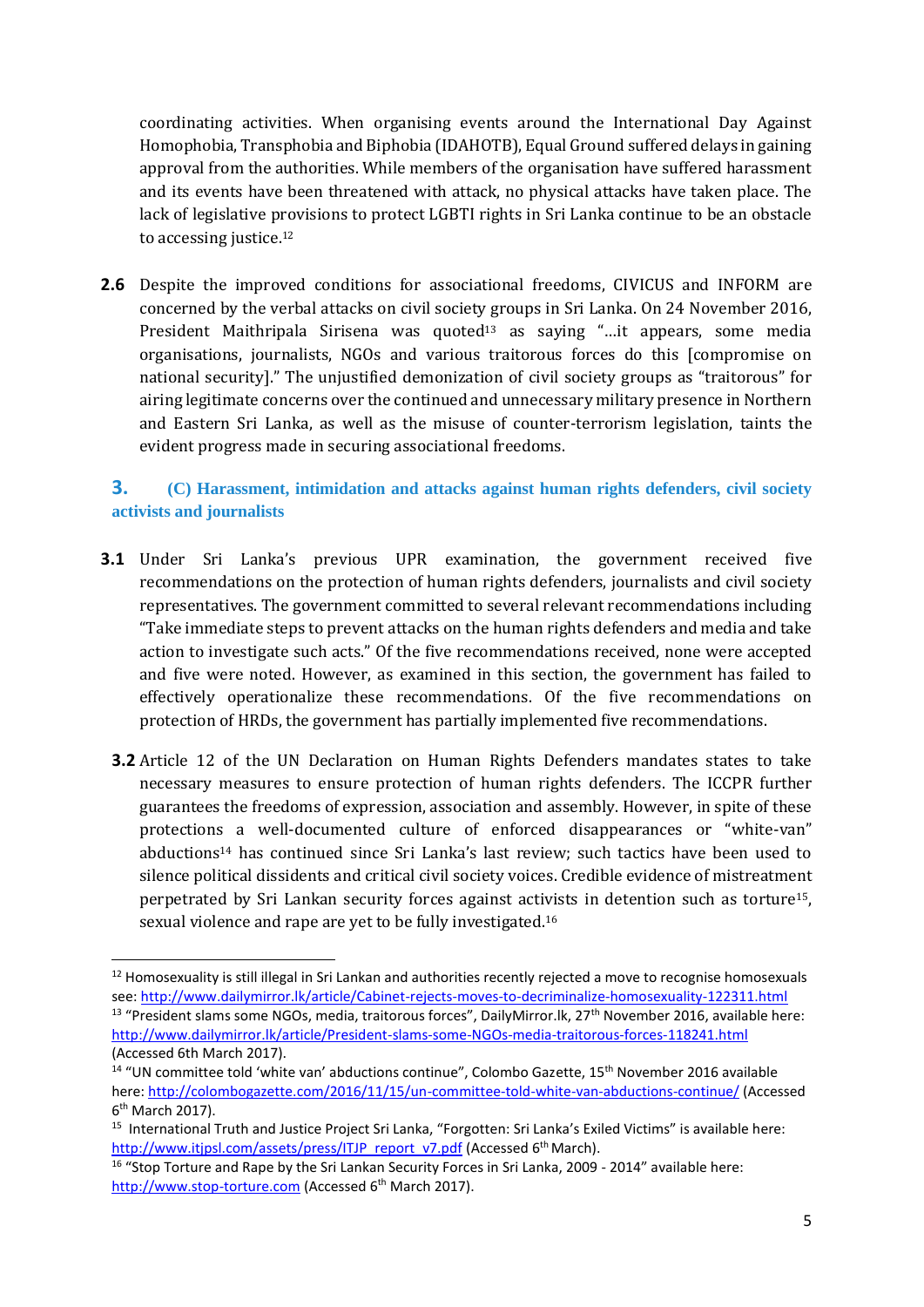coordinating activities. When organising events around the International Day Against Homophobia, Transphobia and Biphobia (IDAHOTB), Equal Ground suffered delays in gaining approval from the authorities. While members of the organisation have suffered harassment and its events have been threatened with attack, no physical attacks have taken place. The lack of legislative provisions to protect LGBTI rights in Sri Lanka continue to be an obstacle to accessing justice.[12]

**2.6** Despite the improved conditions for associational freedoms, CIVICUS and INFORM are concerned by the verbal attacks on civil society groups in Sri Lanka. On 24 November 2016, President Maithripala Sirisena was quoted[13] as saying "…it appears, some media organisations, journalists, NGOs and various traitorous forces do this [compromise on national security]." The unjustified demonization of civil society groups as "traitorous" for airing legitimate concerns over the continued and unnecessary military presence in Northern and Eastern Sri Lanka, as well as the misuse of counter-terrorism legislation, taints the evident progress made in securing associational freedoms.

## 3. (C) Harassment, intimidation and attacks against human rights defenders, civil society activists and journalists

**3.1** Under Sri Lanka's previous UPR examination, the government received five recommendations on the protection of human rights defenders, journalists and civil society representatives. The government committed to several relevant recommendations including "Take immediate steps to prevent attacks on the human rights defenders and media and take action to investigate such acts." Of the five recommendations received, none were accepted and five were noted. However, as examined in this section, the government has failed to effectively operationalize these recommendations. Of the five recommendations on protection of HRDs, the government has partially implemented five recommendations.

**3.2** Article 12 of the UN Declaration on Human Rights Defenders mandates states to take necessary measures to ensure protection of human rights defenders. The ICCPR further guarantees the freedoms of expression, association and assembly. However, in spite of these protections a well-documented culture of enforced disappearances or "white-van" abductions[14] has continued since Sri Lanka's last review; such tactics have been used to silence political dissidents and critical civil society voices. Credible evidence of mistreatment perpetrated by Sri Lankan security forces against activists in detention such as torture[15], sexual violence and rape are yet to be fully investigated.[16]

---

[12] Homosexuality is still illegal in Sri Lankan and authorities recently rejected a move to recognise homosexuals see: http://www.dailymirror.lk/article/Cabinet-rejects-moves-to-decriminalize-homosexuality-122311.html

[13] "President slams some NGOs, media, traitorous forces", DailyMirror.lk, 27th November 2016, available here: http://www.dailymirror.lk/article/President-slams-some-NGOs-media-traitorous-forces-118241.html (Accessed 6th March 2017).

[14] "UN committee told 'white van' abductions continue", Colombo Gazette, 15th November 2016 available here: http://colombogazette.com/2016/11/15/un-committee-told-white-van-abductions-continue/ (Accessed 6th March 2017).

[15] International Truth and Justice Project Sri Lanka, "Forgotten: Sri Lanka's Exiled Victims" is available here: http://www.itjpsl.com/assets/press/ITJP_report_v7.pdf (Accessed 6th March).

[16] "Stop Torture and Rape by the Sri Lankan Security Forces in Sri Lanka, 2009 - 2014" available here: http://www.stop-torture.com (Accessed 6th March 2017).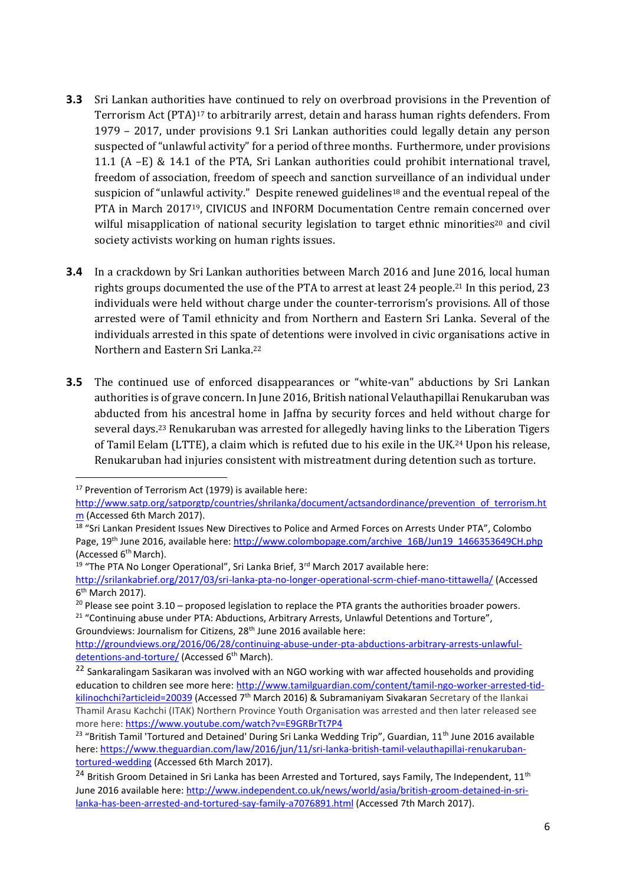**3.3** Sri Lankan authorities have continued to rely on overbroad provisions in the Prevention of Terrorism Act (PTA)[17] to arbitrarily arrest, detain and harass human rights defenders. From 1979 – 2017, under provisions 9.1 Sri Lankan authorities could legally detain any person suspected of "unlawful activity" for a period of three months. Furthermore, under provisions 11.1 (A –E) & 14.1 of the PTA, Sri Lankan authorities could prohibit international travel, freedom of association, freedom of speech and sanction surveillance of an individual under suspicion of "unlawful activity." Despite renewed guidelines[18] and the eventual repeal of the PTA in March 2017[19], CIVICUS and INFORM Documentation Centre remain concerned over wilful misapplication of national security legislation to target ethnic minorities[20] and civil society activists working on human rights issues.

**3.4** In a crackdown by Sri Lankan authorities between March 2016 and June 2016, local human rights groups documented the use of the PTA to arrest at least 24 people.[21] In this period, 23 individuals were held without charge under the counter-terrorism's provisions. All of those arrested were of Tamil ethnicity and from Northern and Eastern Sri Lanka. Several of the individuals arrested in this spate of detentions were involved in civic organisations active in Northern and Eastern Sri Lanka.[22]

**3.5** The continued use of enforced disappearances or "white-van" abductions by Sri Lankan authorities is of grave concern. In June 2016, British national Velauthapillai Renukaruban was abducted from his ancestral home in Jaffna by security forces and held without charge for several days.[23] Renukaruban was arrested for allegedly having links to the Liberation Tigers of Tamil Eelam (LTTE), a claim which is refuted due to his exile in the UK.[24] Upon his release, Renukaruban had injuries consistent with mistreatment during detention such as torture.

---

[17] Prevention of Terrorism Act (1979) is available here: http://www.satp.org/satporgtp/countries/shrilanka/document/actsandordinance/prevention_of_terrorism.htm (Accessed 6th March 2017).

[18] "Sri Lankan President Issues New Directives to Police and Armed Forces on Arrests Under PTA", Colombo Page, 19th June 2016, available here: http://www.colombopage.com/archive_16B/Jun19_1466353649CH.php (Accessed 6th March).

[19] "The PTA No Longer Operational", Sri Lanka Brief, 3rd March 2017 available here: http://srilankabrief.org/2017/03/sri-lanka-pta-no-longer-operational-scrm-chief-mano-tittawella/ (Accessed 6th March 2017).

[20] Please see point 3.10 – proposed legislation to replace the PTA grants the authorities broader powers.

[21] "Continuing abuse under PTA: Abductions, Arbitrary Arrests, Unlawful Detentions and Torture", Groundviews: Journalism for Citizens, 28th June 2016 available here: http://groundviews.org/2016/06/28/continuing-abuse-under-pta-abductions-arbitrary-arrests-unlawful-detentions-and-torture/ (Accessed 6th March).

[22] Sankaralingam Sasikaran was involved with an NGO working with war affected households and providing education to children see more here: http://www.tamilguardian.com/content/tamil-ngo-worker-arrested-tid-kilinochchi?articleid=20039 (Accessed 7th March 2016) & Subramaniyam Sivakaran Secretary of the Ilankai Thamil Arasu Kachchi (ITAK) Northern Province Youth Organisation was arrested and then later released see more here: https://www.youtube.com/watch?v=E9GRBrTt7P4

[23] "British Tamil 'Tortured and Detained' During Sri Lanka Wedding Trip", Guardian, 11th June 2016 available here: https://www.theguardian.com/law/2016/jun/11/sri-lanka-british-tamil-velauthapillai-renukaruban-tortured-wedding (Accessed 6th March 2017).

[24] British Groom Detained in Sri Lanka has been Arrested and Tortured, says Family, The Independent, 11th June 2016 available here: http://www.independent.co.uk/news/world/asia/british-groom-detained-in-sri-lanka-has-been-arrested-and-tortured-say-family-a7076891.html (Accessed 7th March 2017).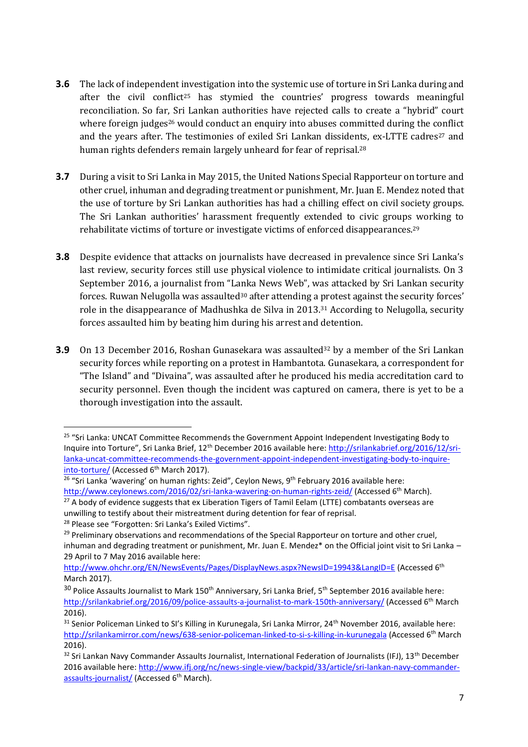**3.6** The lack of independent investigation into the systemic use of torture in Sri Lanka during and after the civil conflict[25] has stymied the countries' progress towards meaningful reconciliation. So far, Sri Lankan authorities have rejected calls to create a "hybrid" court where foreign judges[26] would conduct an enquiry into abuses committed during the conflict and the years after. The testimonies of exiled Sri Lankan dissidents, ex-LTTE cadres[27] and human rights defenders remain largely unheard for fear of reprisal.[28]

**3.7** During a visit to Sri Lanka in May 2015, the United Nations Special Rapporteur on torture and other cruel, inhuman and degrading treatment or punishment, Mr. Juan E. Mendez noted that the use of torture by Sri Lankan authorities has had a chilling effect on civil society groups. The Sri Lankan authorities' harassment frequently extended to civic groups working to rehabilitate victims of torture or investigate victims of enforced disappearances.[29]

**3.8** Despite evidence that attacks on journalists have decreased in prevalence since Sri Lanka's last review, security forces still use physical violence to intimidate critical journalists. On 3 September 2016, a journalist from "Lanka News Web", was attacked by Sri Lankan security forces. Ruwan Nelugolla was assaulted[30] after attending a protest against the security forces' role in the disappearance of Madhushka de Silva in 2013.[31] According to Nelugolla, security forces assaulted him by beating him during his arrest and detention.

**3.9** On 13 December 2016, Roshan Gunasekara was assaulted[32] by a member of the Sri Lankan security forces while reporting on a protest in Hambantota. Gunasekara, a correspondent for "The Island" and "Divaina", was assaulted after he produced his media accreditation card to security personnel. Even though the incident was captured on camera, there is yet to be a thorough investigation into the assault.

---

[25] "Sri Lanka: UNCAT Committee Recommends the Government Appoint Independent Investigating Body to Inquire into Torture", Sri Lanka Brief, 12th December 2016 available here: http://srilankabrief.org/2016/12/sri-lanka-uncat-committee-recommends-the-government-appoint-independent-investigating-body-to-inquire-into-torture/ (Accessed 6th March 2017).

[26] "Sri Lanka 'wavering' on human rights: Zeid", Ceylon News, 9th February 2016 available here: http://www.ceylonews.com/2016/02/sri-lanka-wavering-on-human-rights-zeid/ (Accessed 6th March).

[27] A body of evidence suggests that ex Liberation Tigers of Tamil Eelam (LTTE) combatants overseas are unwilling to testify about their mistreatment during detention for fear of reprisal.

[28] Please see "Forgotten: Sri Lanka's Exiled Victims".

[29] Preliminary observations and recommendations of the Special Rapporteur on torture and other cruel, inhuman and degrading treatment or punishment, Mr. Juan E. Mendez* on the Official joint visit to Sri Lanka – 29 April to 7 May 2016 available here: http://www.ohchr.org/EN/NewsEvents/Pages/DisplayNews.aspx?NewsID=19943&LangID=E (Accessed 6th March 2017).

[30] Police Assaults Journalist to Mark 150th Anniversary, Sri Lanka Brief, 5th September 2016 available here: http://srilankabrief.org/2016/09/police-assaults-a-journalist-to-mark-150th-anniversary/ (Accessed 6th March 2016).

[31] Senior Policeman Linked to SI's Killing in Kurunegala, Sri Lanka Mirror, 24th November 2016, available here: http://srilankamirror.com/news/638-senior-policeman-linked-to-si-s-killing-in-kurunegala (Accessed 6th March 2016).

[32] Sri Lankan Navy Commander Assaults Journalist, International Federation of Journalists (IFJ), 13th December 2016 available here: http://www.ifj.org/nc/news-single-view/backpid/33/article/sri-lankan-navy-commander-assaults-journalist/ (Accessed 6th March).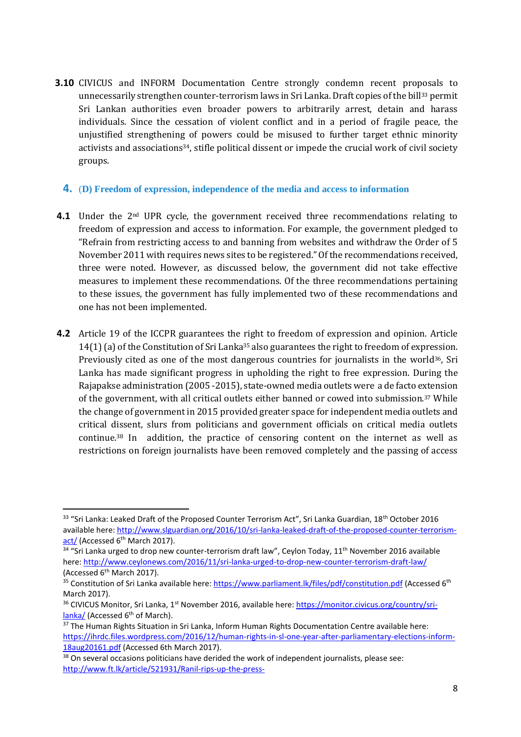**3.10** CIVICUS and INFORM Documentation Centre strongly condemn recent proposals to unnecessarily strengthen counter-terrorism laws in Sri Lanka. Draft copies of the bill[33] permit Sri Lankan authorities even broader powers to arbitrarily arrest, detain and harass individuals. Since the cessation of violent conflict and in a period of fragile peace, the unjustified strengthening of powers could be misused to further target ethnic minority activists and associations[34], stifle political dissent or impede the crucial work of civil society groups.

## 4. (D) Freedom of expression, independence of the media and access to information

**4.1** Under the 2nd UPR cycle, the government received three recommendations relating to freedom of expression and access to information. For example, the government pledged to "Refrain from restricting access to and banning from websites and withdraw the Order of 5 November 2011 with requires news sites to be registered." Of the recommendations received, three were noted. However, as discussed below, the government did not take effective measures to implement these recommendations. Of the three recommendations pertaining to these issues, the government has fully implemented two of these recommendations and one has not been implemented.

**4.2** Article 19 of the ICCPR guarantees the right to freedom of expression and opinion. Article 14(1) (a) of the Constitution of Sri Lanka[35] also guarantees the right to freedom of expression. Previously cited as one of the most dangerous countries for journalists in the world[36], Sri Lanka has made significant progress in upholding the right to free expression. During the Rajapakse administration (2005 -2015), state-owned media outlets were a de facto extension of the government, with all critical outlets either banned or cowed into submission.[37] While the change of government in 2015 provided greater space for independent media outlets and critical dissent, slurs from politicians and government officials on critical media outlets continue.[38] In addition, the practice of censoring content on the internet as well as restrictions on foreign journalists have been removed completely and the passing of access

---

[33] "Sri Lanka: Leaked Draft of the Proposed Counter Terrorism Act", Sri Lanka Guardian, 18th October 2016 available here: http://www.slguardian.org/2016/10/sri-lanka-leaked-draft-of-the-proposed-counter-terrorism-act/ (Accessed 6th March 2017).

[34] "Sri Lanka urged to drop new counter-terrorism draft law", Ceylon Today, 11th November 2016 available here: http://www.ceylonews.com/2016/11/sri-lanka-urged-to-drop-new-counter-terrorism-draft-law/ (Accessed 6th March 2017).

[35] Constitution of Sri Lanka available here: https://www.parliament.lk/files/pdf/constitution.pdf (Accessed 6th March 2017).

[36] CIVICUS Monitor, Sri Lanka, 1st November 2016, available here: https://monitor.civicus.org/country/sri-lanka/ (Accessed 6th of March).

[37] The Human Rights Situation in Sri Lanka, Inform Human Rights Documentation Centre available here: https://ihrdc.files.wordpress.com/2016/12/human-rights-in-sl-one-year-after-parliamentary-elections-inform-18aug20161.pdf (Accessed 6th March 2017).

[38] On several occasions politicians have derided the work of independent journalists, please see: http://www.ft.lk/article/521931/Ranil-rips-up-the-press-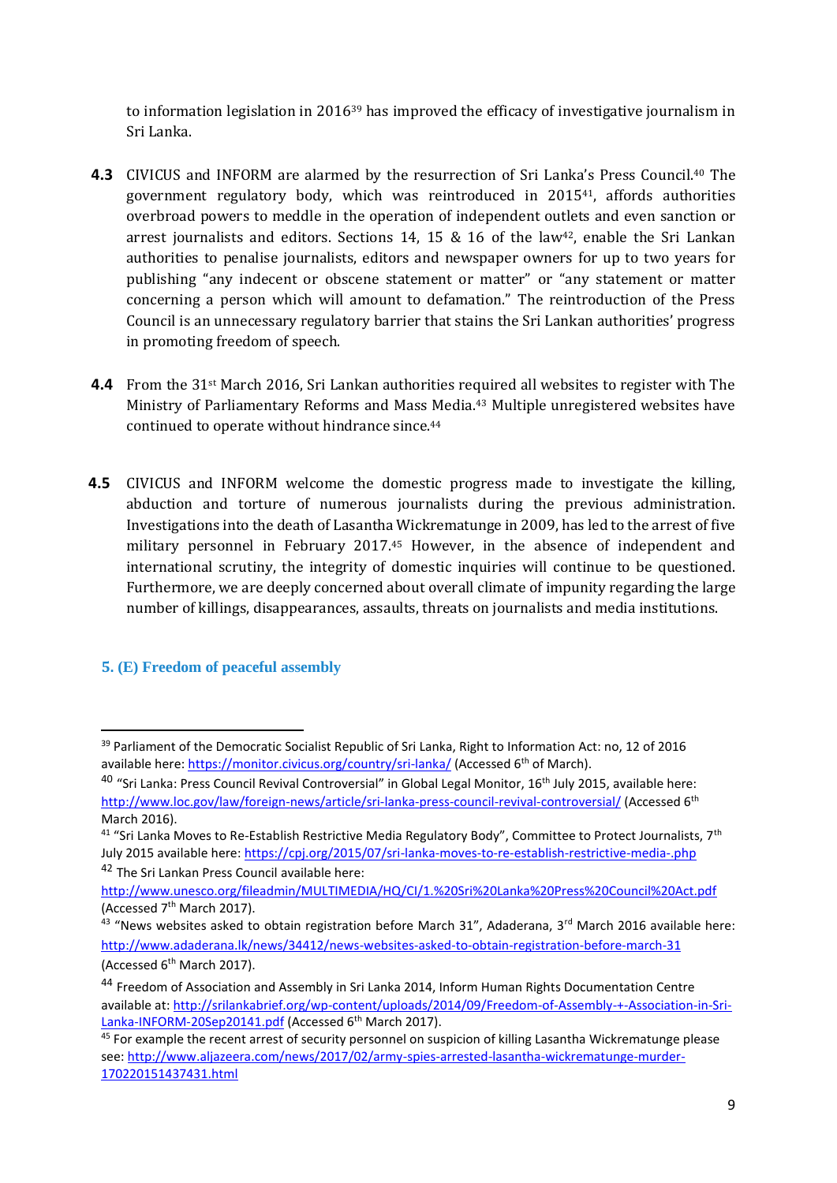to information legislation in 2016[39] has improved the efficacy of investigative journalism in Sri Lanka.

**4.3** CIVICUS and INFORM are alarmed by the resurrection of Sri Lanka's Press Council.[40] The government regulatory body, which was reintroduced in 2015[41], affords authorities overbroad powers to meddle in the operation of independent outlets and even sanction or arrest journalists and editors. Sections 14, 15 & 16 of the law[42], enable the Sri Lankan authorities to penalise journalists, editors and newspaper owners for up to two years for publishing "any indecent or obscene statement or matter" or "any statement or matter concerning a person which will amount to defamation." The reintroduction of the Press Council is an unnecessary regulatory barrier that stains the Sri Lankan authorities' progress in promoting freedom of speech.

**4.4** From the 31st March 2016, Sri Lankan authorities required all websites to register with The Ministry of Parliamentary Reforms and Mass Media.[43] Multiple unregistered websites have continued to operate without hindrance since.[44]

**4.5** CIVICUS and INFORM welcome the domestic progress made to investigate the killing, abduction and torture of numerous journalists during the previous administration. Investigations into the death of Lasantha Wickrematunge in 2009, has led to the arrest of five military personnel in February 2017.[45] However, in the absence of independent and international scrutiny, the integrity of domestic inquiries will continue to be questioned. Furthermore, we are deeply concerned about overall climate of impunity regarding the large number of killings, disappearances, assaults, threats on journalists and media institutions.

## 5. (E) Freedom of peaceful assembly

---

[39] Parliament of the Democratic Socialist Republic of Sri Lanka, Right to Information Act: no, 12 of 2016 available here: https://monitor.civicus.org/country/sri-lanka/ (Accessed 6th of March).

[40] "Sri Lanka: Press Council Revival Controversial" in Global Legal Monitor, 16th July 2015, available here: http://www.loc.gov/law/foreign-news/article/sri-lanka-press-council-revival-controversial/ (Accessed 6th March 2016).

[41] "Sri Lanka Moves to Re-Establish Restrictive Media Regulatory Body", Committee to Protect Journalists, 7th July 2015 available here: https://cpj.org/2015/07/sri-lanka-moves-to-re-establish-restrictive-media-.php

[42] The Sri Lankan Press Council available here: http://www.unesco.org/fileadmin/MULTIMEDIA/HQ/CI/1.%20Sri%20Lanka%20Press%20Council%20Act.pdf (Accessed 7th March 2017).

[43] "News websites asked to obtain registration before March 31", Adaderana, 3rd March 2016 available here: http://www.adaderana.lk/news/34412/news-websites-asked-to-obtain-registration-before-march-31 (Accessed 6th March 2017).

[44] Freedom of Association and Assembly in Sri Lanka 2014, Inform Human Rights Documentation Centre available at: http://srilankabrief.org/wp-content/uploads/2014/09/Freedom-of-Assembly-+-Association-in-Sri-Lanka-INFORM-20Sep20141.pdf (Accessed 6th March 2017).

[45] For example the recent arrest of security personnel on suspicion of killing Lasantha Wickrematunge please see: http://www.aljazeera.com/news/2017/02/army-spies-arrested-lasantha-wickrematunge-murder-170220151437431.html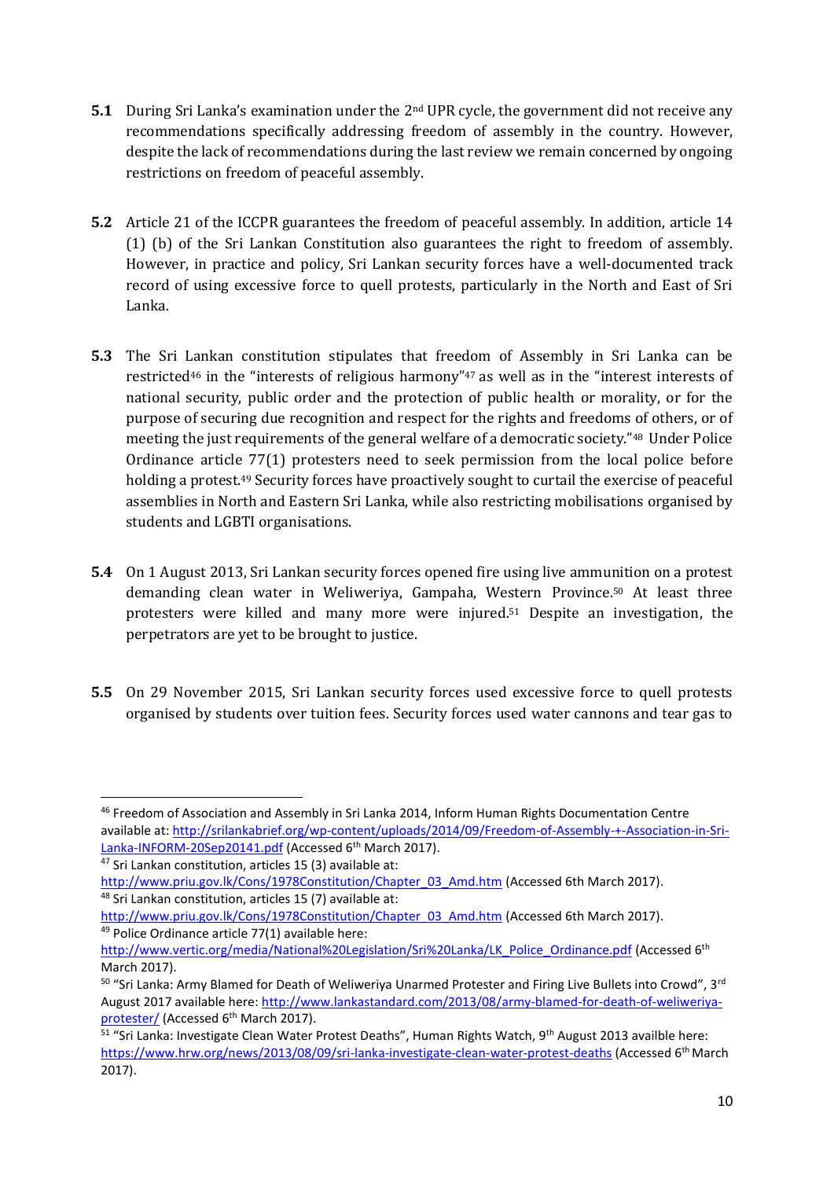**5.1** During Sri Lanka's examination under the 2nd UPR cycle, the government did not receive any recommendations specifically addressing freedom of assembly in the country. However, despite the lack of recommendations during the last review we remain concerned by ongoing restrictions on freedom of peaceful assembly.

**5.2** Article 21 of the ICCPR guarantees the freedom of peaceful assembly. In addition, article 14 (1) (b) of the Sri Lankan Constitution also guarantees the right to freedom of assembly. However, in practice and policy, Sri Lankan security forces have a well-documented track record of using excessive force to quell protests, particularly in the North and East of Sri Lanka.

**5.3** The Sri Lankan constitution stipulates that freedom of Assembly in Sri Lanka can be restricted[46] in the "interests of religious harmony"[47] as well as in the "interest interests of national security, public order and the protection of public health or morality, or for the purpose of securing due recognition and respect for the rights and freedoms of others, or of meeting the just requirements of the general welfare of a democratic society."[48] Under Police Ordinance article 77(1) protesters need to seek permission from the local police before holding a protest.[49] Security forces have proactively sought to curtail the exercise of peaceful assemblies in North and Eastern Sri Lanka, while also restricting mobilisations organised by students and LGBTI organisations.

**5.4** On 1 August 2013, Sri Lankan security forces opened fire using live ammunition on a protest demanding clean water in Weliweriya, Gampaha, Western Province.[50] At least three protesters were killed and many more were injured.[51] Despite an investigation, the perpetrators are yet to be brought to justice.

**5.5** On 29 November 2015, Sri Lankan security forces used excessive force to quell protests organised by students over tuition fees. Security forces used water cannons and tear gas to

---

[46] Freedom of Association and Assembly in Sri Lanka 2014, Inform Human Rights Documentation Centre available at: http://srilankabrief.org/wp-content/uploads/2014/09/Freedom-of-Assembly-+-Association-in-Sri-Lanka-INFORM-20Sep20141.pdf (Accessed 6th March 2017).

[47] Sri Lankan constitution, articles 15 (3) available at: http://www.priu.gov.lk/Cons/1978Constitution/Chapter_03_Amd.htm (Accessed 6th March 2017).

[48] Sri Lankan constitution, articles 15 (7) available at: http://www.priu.gov.lk/Cons/1978Constitution/Chapter_03_Amd.htm (Accessed 6th March 2017).

[49] Police Ordinance article 77(1) available here: http://www.vertic.org/media/National%20Legislation/Sri%20Lanka/LK_Police_Ordinance.pdf (Accessed 6th March 2017).

[50] "Sri Lanka: Army Blamed for Death of Weliweriya Unarmed Protester and Firing Live Bullets into Crowd", 3rd August 2017 available here: http://www.lankastandard.com/2013/08/army-blamed-for-death-of-weliweriya-protester/ (Accessed 6th March 2017).

[51] "Sri Lanka: Investigate Clean Water Protest Deaths", Human Rights Watch, 9th August 2013 availble here: https://www.hrw.org/news/2013/08/09/sri-lanka-investigate-clean-water-protest-deaths (Accessed 6th March 2017).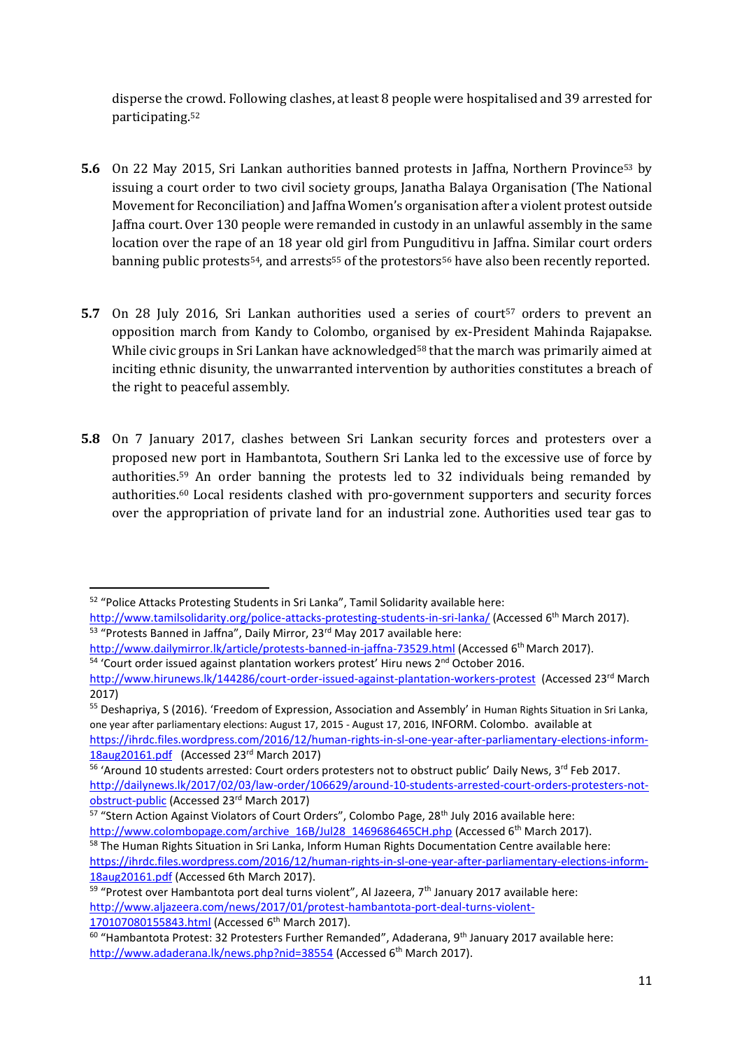disperse the crowd. Following clashes, at least 8 people were hospitalised and 39 arrested for participating.[52]

**5.6** On 22 May 2015, Sri Lankan authorities banned protests in Jaffna, Northern Province[53] by issuing a court order to two civil society groups, Janatha Balaya Organisation (The National Movement for Reconciliation) and Jaffna Women's organisation after a violent protest outside Jaffna court. Over 130 people were remanded in custody in an unlawful assembly in the same location over the rape of an 18 year old girl from Punguditivu in Jaffna. Similar court orders banning public protests[54], and arrests[55] of the protestors[56] have also been recently reported.

**5.7** On 28 July 2016, Sri Lankan authorities used a series of court[57] orders to prevent an opposition march from Kandy to Colombo, organised by ex-President Mahinda Rajapakse. While civic groups in Sri Lankan have acknowledged[58] that the march was primarily aimed at inciting ethnic disunity, the unwarranted intervention by authorities constitutes a breach of the right to peaceful assembly.

**5.8** On 7 January 2017, clashes between Sri Lankan security forces and protesters over a proposed new port in Hambantota, Southern Sri Lanka led to the excessive use of force by authorities.[59] An order banning the protests led to 32 individuals being remanded by authorities.[60] Local residents clashed with pro-government supporters and security forces over the appropriation of private land for an industrial zone. Authorities used tear gas to

---

[52] "Police Attacks Protesting Students in Sri Lanka", Tamil Solidarity available here: http://www.tamilsolidarity.org/police-attacks-protesting-students-in-sri-lanka/ (Accessed 6th March 2017).

[53] "Protests Banned in Jaffna", Daily Mirror, 23rd May 2017 available here: http://www.dailymirror.lk/article/protests-banned-in-jaffna-73529.html (Accessed 6th March 2017).

[54] 'Court order issued against plantation workers protest' Hiru news 2nd October 2016. http://www.hirunews.lk/144286/court-order-issued-against-plantation-workers-protest (Accessed 23rd March 2017)

[55] Deshapriya, S (2016). 'Freedom of Expression, Association and Assembly' in Human Rights Situation in Sri Lanka, one year after parliamentary elections: August 17, 2015 - August 17, 2016, INFORM. Colombo. available at https://ihrdc.files.wordpress.com/2016/12/human-rights-in-sl-one-year-after-parliamentary-elections-inform-18aug20161.pdf (Accessed 23rd March 2017)

[56] 'Around 10 students arrested: Court orders protesters not to obstruct public' Daily News, 3rd Feb 2017. http://dailynews.lk/2017/02/03/law-order/106629/around-10-students-arrested-court-orders-protesters-not-obstruct-public (Accessed 23rd March 2017)

[57] "Stern Action Against Violators of Court Orders", Colombo Page, 28th July 2016 available here: http://www.colombopage.com/archive_16B/Jul28_1469686465CH.php (Accessed 6th March 2017).

[58] The Human Rights Situation in Sri Lanka, Inform Human Rights Documentation Centre available here: https://ihrdc.files.wordpress.com/2016/12/human-rights-in-sl-one-year-after-parliamentary-elections-inform-18aug20161.pdf (Accessed 6th March 2017).

[59] "Protest over Hambantota port deal turns violent", Al Jazeera, 7th January 2017 available here: http://www.aljazeera.com/news/2017/01/protest-hambantota-port-deal-turns-violent-170107080155843.html (Accessed 6th March 2017).

[60] "Hambantota Protest: 32 Protesters Further Remanded", Adaderana, 9th January 2017 available here: http://www.adaderana.lk/news.php?nid=38554 (Accessed 6th March 2017).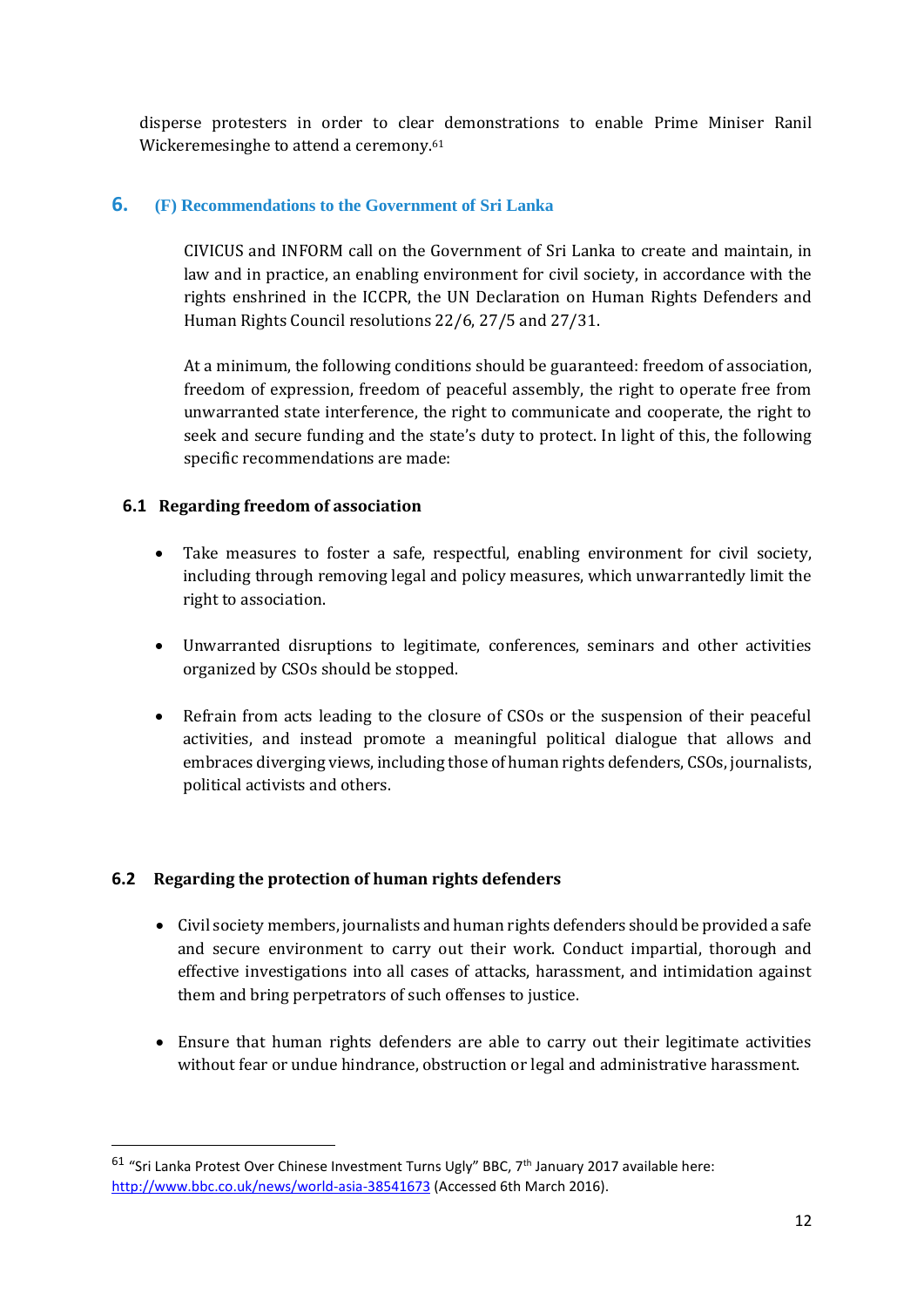disperse protesters in order to clear demonstrations to enable Prime Miniser Ranil Wickeremesinghe to attend a ceremony.[61]

## 6. (F) Recommendations to the Government of Sri Lanka

CIVICUS and INFORM call on the Government of Sri Lanka to create and maintain, in law and in practice, an enabling environment for civil society, in accordance with the rights enshrined in the ICCPR, the UN Declaration on Human Rights Defenders and Human Rights Council resolutions 22/6, 27/5 and 27/31.

At a minimum, the following conditions should be guaranteed: freedom of association, freedom of expression, freedom of peaceful assembly, the right to operate free from unwarranted state interference, the right to communicate and cooperate, the right to seek and secure funding and the state's duty to protect. In light of this, the following specific recommendations are made:

### 6.1 Regarding freedom of association

- Take measures to foster a safe, respectful, enabling environment for civil society, including through removing legal and policy measures, which unwarrantedly limit the right to association.
- Unwarranted disruptions to legitimate, conferences, seminars and other activities organized by CSOs should be stopped.
- Refrain from acts leading to the closure of CSOs or the suspension of their peaceful activities, and instead promote a meaningful political dialogue that allows and embraces diverging views, including those of human rights defenders, CSOs, journalists, political activists and others.

### 6.2 Regarding the protection of human rights defenders

- Civil society members, journalists and human rights defenders should be provided a safe and secure environment to carry out their work. Conduct impartial, thorough and effective investigations into all cases of attacks, harassment, and intimidation against them and bring perpetrators of such offenses to justice.
- Ensure that human rights defenders are able to carry out their legitimate activities without fear or undue hindrance, obstruction or legal and administrative harassment.

---

[61] "Sri Lanka Protest Over Chinese Investment Turns Ugly" BBC, 7th January 2017 available here: http://www.bbc.co.uk/news/world-asia-38541673 (Accessed 6th March 2016).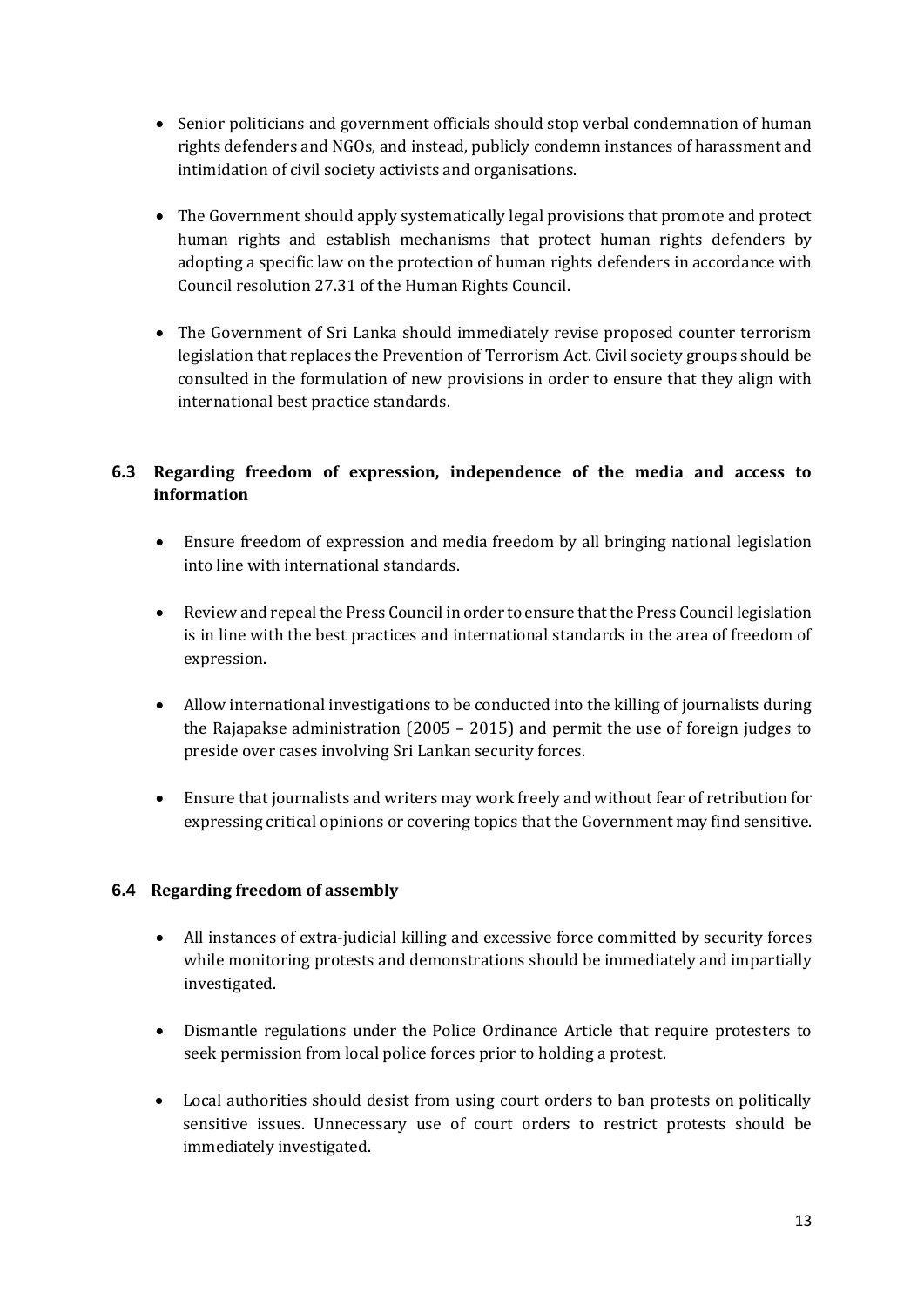- Senior politicians and government officials should stop verbal condemnation of human rights defenders and NGOs, and instead, publicly condemn instances of harassment and intimidation of civil society activists and organisations.

- The Government should apply systematically legal provisions that promote and protect human rights and establish mechanisms that protect human rights defenders by adopting a specific law on the protection of human rights defenders in accordance with Council resolution 27.31 of the Human Rights Council.

- The Government of Sri Lanka should immediately revise proposed counter terrorism legislation that replaces the Prevention of Terrorism Act. Civil society groups should be consulted in the formulation of new provisions in order to ensure that they align with international best practice standards.

### 6.3 Regarding freedom of expression, independence of the media and access to information

- Ensure freedom of expression and media freedom by all bringing national legislation into line with international standards.

- Review and repeal the Press Council in order to ensure that the Press Council legislation is in line with the best practices and international standards in the area of freedom of expression.

- Allow international investigations to be conducted into the killing of journalists during the Rajapakse administration (2005 – 2015) and permit the use of foreign judges to preside over cases involving Sri Lankan security forces.

- Ensure that journalists and writers may work freely and without fear of retribution for expressing critical opinions or covering topics that the Government may find sensitive.

### 6.4 Regarding freedom of assembly

- All instances of extra-judicial killing and excessive force committed by security forces while monitoring protests and demonstrations should be immediately and impartially investigated.

- Dismantle regulations under the Police Ordinance Article that require protesters to seek permission from local police forces prior to holding a protest.

- Local authorities should desist from using court orders to ban protests on politically sensitive issues. Unnecessary use of court orders to restrict protests should be immediately investigated.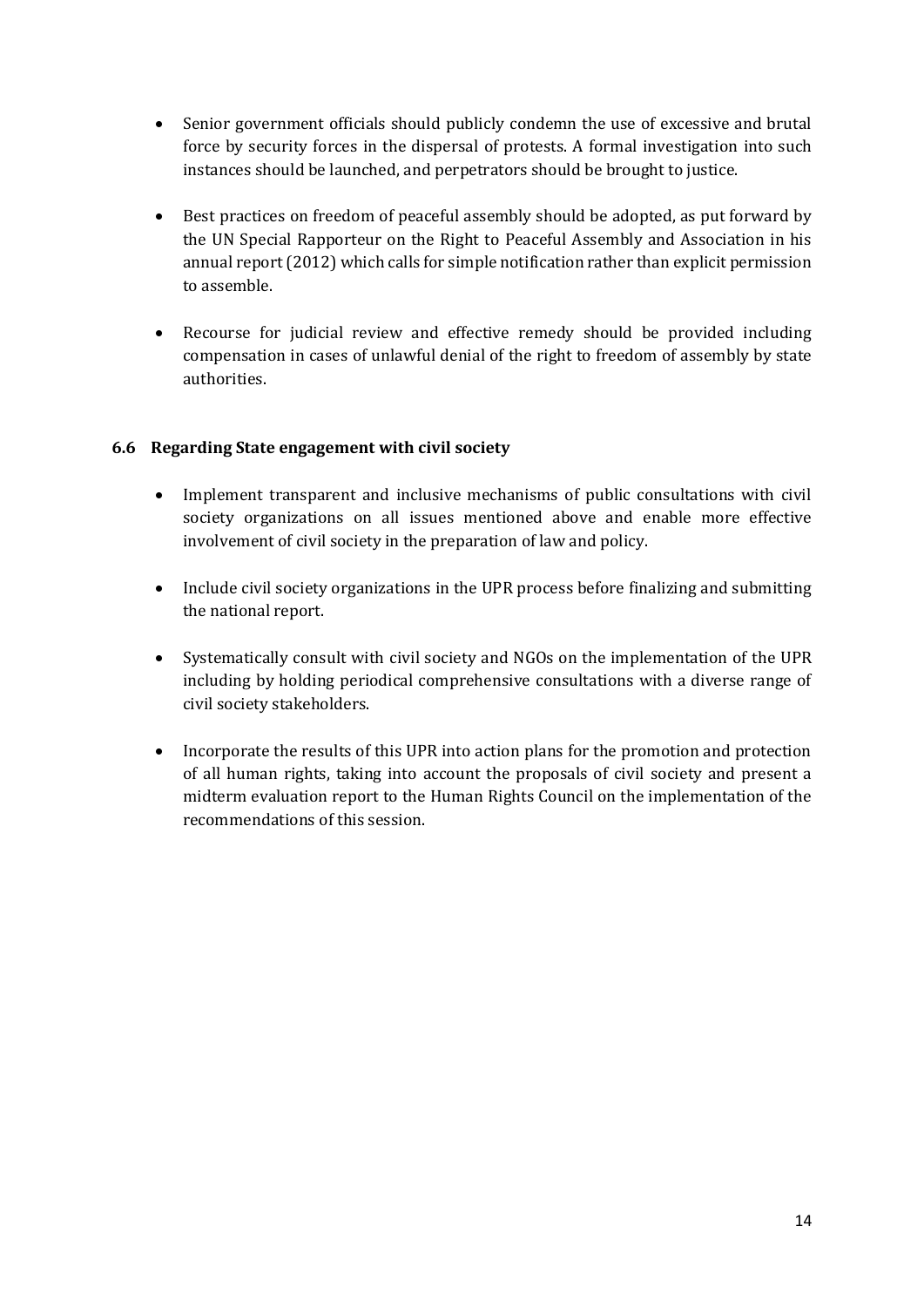- Senior government officials should publicly condemn the use of excessive and brutal force by security forces in the dispersal of protests. A formal investigation into such instances should be launched, and perpetrators should be brought to justice.

- Best practices on freedom of peaceful assembly should be adopted, as put forward by the UN Special Rapporteur on the Right to Peaceful Assembly and Association in his annual report (2012) which calls for simple notification rather than explicit permission to assemble.

- Recourse for judicial review and effective remedy should be provided including compensation in cases of unlawful denial of the right to freedom of assembly by state authorities.

### 6.6 Regarding State engagement with civil society

- Implement transparent and inclusive mechanisms of public consultations with civil society organizations on all issues mentioned above and enable more effective involvement of civil society in the preparation of law and policy.

- Include civil society organizations in the UPR process before finalizing and submitting the national report.

- Systematically consult with civil society and NGOs on the implementation of the UPR including by holding periodical comprehensive consultations with a diverse range of civil society stakeholders.

- Incorporate the results of this UPR into action plans for the promotion and protection of all human rights, taking into account the proposals of civil society and present a midterm evaluation report to the Human Rights Council on the implementation of the recommendations of this session.